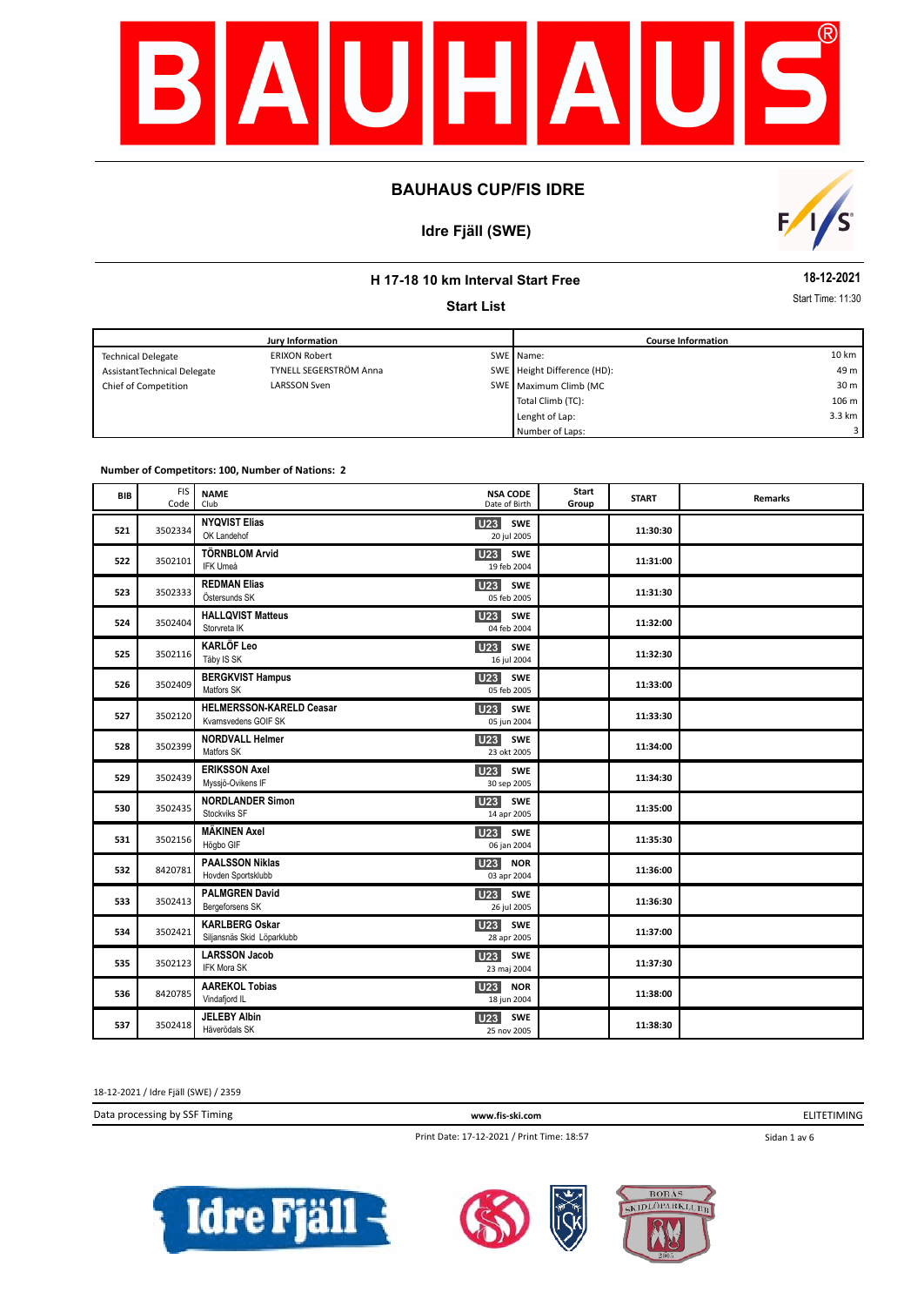# BAUHAUS CUP/FIS IDRE

## Idre Fjäll (SWE)

### H 17-18 10 km Interval Start Free

**18-12-2021**

### Start List

Start Time: 11:30

| Jury Information | | | Course Information | |
|---|---|---|---|---|
| Technical Delegate | ERIXON Robert | SWE | Name: | 10 km |
| AssistantTechnical Delegate | TYNELL SEGERSTRÖM Anna | SWE | Height Difference (HD): | 49 m |
| Chief of Competition | LARSSON Sven | SWE | Maximum Climb (MC | 30 m |
| | | | Total Climb (TC): | 106 m |
| | | | Lenght of Lap: | 3.3 km |
| | | | Number of Laps: | 3 |

**Number of Competitors: 100, Number of Nations: 2**

| BIB | FIS Code | NAME Club | NSA CODE Date of Birth | Start Group | START | Remarks |
|---|---|---|---|---|---|---|
| 521 | 3502334 | **NYQVIST Elias** OK Landehof | U23 SWE 20 jul 2005 | | 11:30:30 | |
| 522 | 3502101 | **TÖRNBLOM Arvid** IFK Umeå | U23 SWE 19 feb 2004 | | 11:31:00 | |
| 523 | 3502333 | **REDMAN Elias** Östersunds SK | U23 SWE 05 feb 2005 | | 11:31:30 | |
| 524 | 3502404 | **HALLQVIST Matteus** Storvreta IK | U23 SWE 04 feb 2004 | | 11:32:00 | |
| 525 | 3502116 | **KARLÖF Leo** Täby IS SK | U23 SWE 16 jul 2004 | | 11:32:30 | |
| 526 | 3502409 | **BERGKVIST Hampus** Matfors SK | U23 SWE 05 feb 2005 | | 11:33:00 | |
| 527 | 3502120 | **HELMERSSON-KARELD Ceasar** Kvarnsvedens GOIF SK | U23 SWE 05 jun 2004 | | 11:33:30 | |
| 528 | 3502399 | **NORDVALL Helmer** Matfors SK | U23 SWE 23 okt 2005 | | 11:34:00 | |
| 529 | 3502439 | **ERIKSSON Axel** Myssjö-Ovikens IF | U23 SWE 30 sep 2005 | | 11:34:30 | |
| 530 | 3502435 | **NORDLANDER Simon** Stockviks SF | U23 SWE 14 apr 2005 | | 11:35:00 | |
| 531 | 3502156 | **MÄKINEN Axel** Högbo GIF | U23 SWE 06 jan 2004 | | 11:35:30 | |
| 532 | 8420781 | **PAALSSON Niklas** Hovden Sportsklubb | U23 NOR 03 apr 2004 | | 11:36:00 | |
| 533 | 3502413 | **PALMGREN David** Bergeforsens SK | U23 SWE 26 jul 2005 | | 11:36:30 | |
| 534 | 3502421 | **KARLBERG Oskar** Siljansnäs Skid Löparklubb | U23 SWE 28 apr 2005 | | 11:37:00 | |
| 535 | 3502123 | **LARSSON Jacob** IFK Mora SK | U23 SWE 23 maj 2004 | | 11:37:30 | |
| 536 | 8420785 | **AAREKOL Tobias** Vindafjord IL | U23 NOR 18 jun 2004 | | 11:38:00 | |
| 537 | 3502418 | **JELEBY Albin** Häverödals SK | U23 SWE 25 nov 2005 | | 11:38:30 | |

18-12-2021 / Idre Fjäll (SWE) / 2359

Data processing by SSF Timing — www.fis-ski.com — ELITETIMING

Print Date: 17-12-2021 / Print Time: 18:57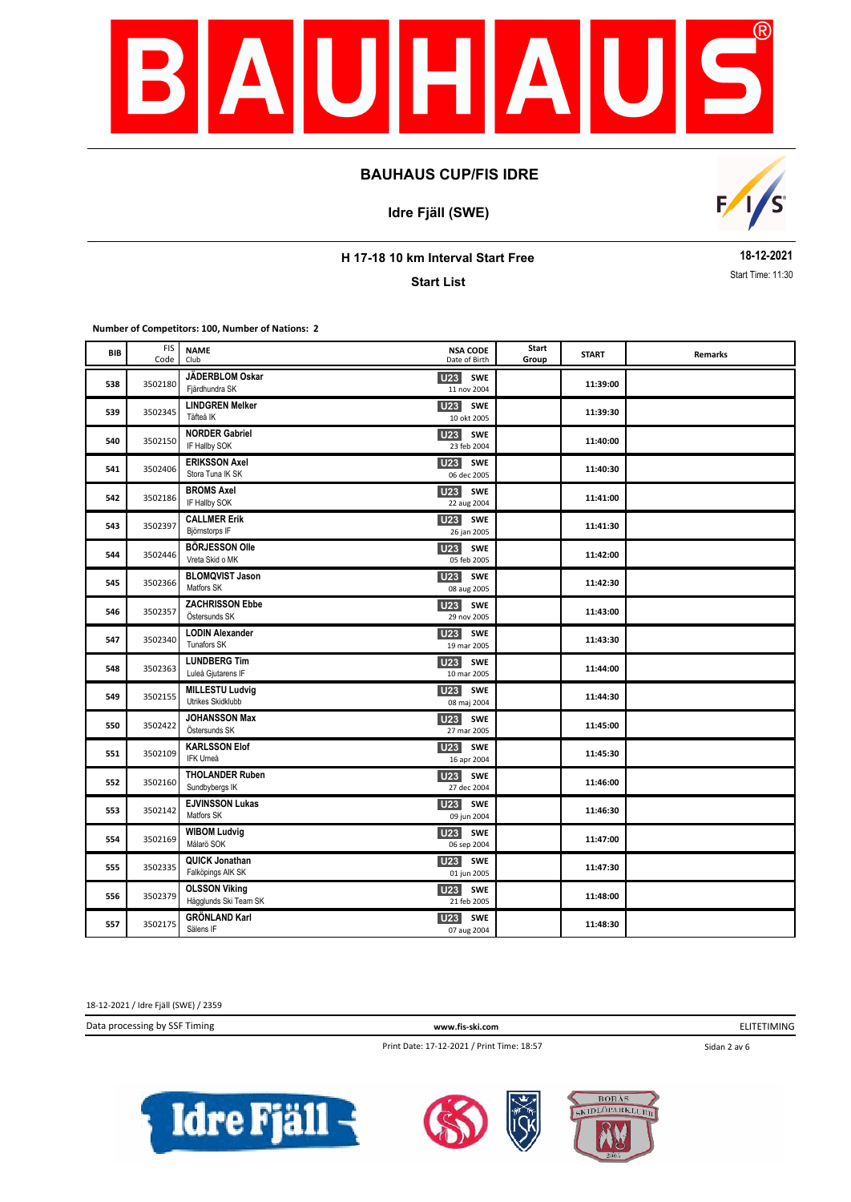## BAUHAUS CUP/FIS IDRE

### Idre Fjäll (SWE)

**H 17-18 10 km Interval Start Free**

**Start List**

**18-12-2021**

Start Time: 11:30

**Number of Competitors: 100, Number of Nations: 2**

| BIB | FIS Code | NAME / Club | NSA CODE / Date of Birth | Start Group | START | Remarks |
|---|---|---|---|---|---|---|
| 538 | 3502180 | **JÄDERBLOM Oskar** Fjärdhundra SK | U23 SWE 11 nov 2004 | | 11:39:00 | |
| 539 | 3502345 | **LINDGREN Melker** Täfteå IK | U23 SWE 10 okt 2005 | | 11:39:30 | |
| 540 | 3502150 | **NORDER Gabriel** IF Hallby SOK | U23 SWE 23 feb 2004 | | 11:40:00 | |
| 541 | 3502406 | **ERIKSSON Axel** Stora Tuna IK SK | U23 SWE 06 dec 2005 | | 11:40:30 | |
| 542 | 3502186 | **BROMS Axel** IF Hallby SOK | U23 SWE 22 aug 2004 | | 11:41:00 | |
| 543 | 3502397 | **CALLMER Erik** Björnstorps IF | U23 SWE 26 jan 2005 | | 11:41:30 | |
| 544 | 3502446 | **BÖRJESSON Olle** Vreta Skid o MK | U23 SWE 05 feb 2005 | | 11:42:00 | |
| 545 | 3502366 | **BLOMQVIST Jason** Matfors SK | U23 SWE 08 aug 2005 | | 11:42:30 | |
| 546 | 3502357 | **ZACHRISSON Ebbe** Östersunds SK | U23 SWE 29 nov 2005 | | 11:43:00 | |
| 547 | 3502340 | **LODIN Alexander** Tunafors SK | U23 SWE 19 mar 2005 | | 11:43:30 | |
| 548 | 3502363 | **LUNDBERG Tim** Luleå Gjutarens IF | U23 SWE 10 mar 2005 | | 11:44:00 | |
| 549 | 3502155 | **MILLESTU Ludvig** Utrikes Skidklubb | U23 SWE 08 maj 2004 | | 11:44:30 | |
| 550 | 3502422 | **JOHANSSON Max** Östersunds SK | U23 SWE 27 mar 2005 | | 11:45:00 | |
| 551 | 3502109 | **KARLSSON Elof** IFK Umeå | U23 SWE 16 apr 2004 | | 11:45:30 | |
| 552 | 3502160 | **THOLANDER Ruben** Sundbybergs IK | U23 SWE 27 dec 2004 | | 11:46:00 | |
| 553 | 3502142 | **EJVINSSON Lukas** Matfors SK | U23 SWE 09 jun 2004 | | 11:46:30 | |
| 554 | 3502169 | **WIBOM Ludvig** Mälarö SOK | U23 SWE 06 sep 2004 | | 11:47:00 | |
| 555 | 3502335 | **QUICK Jonathan** Falköpings AIK SK | U23 SWE 01 jun 2005 | | 11:47:30 | |
| 556 | 3502379 | **OLSSON Viking** Hägglunds Ski Team SK | U23 SWE 21 feb 2005 | | 11:48:00 | |
| 557 | 3502175 | **GRÖNLAND Karl** Sälens IF | U23 SWE 07 aug 2004 | | 11:48:30 | |

18-12-2021 / Idre Fjäll (SWE) / 2359

Data processing by SSF Timing | www.fis-ski.com | ELITETIMING

Print Date: 17-12-2021 / Print Time: 18:57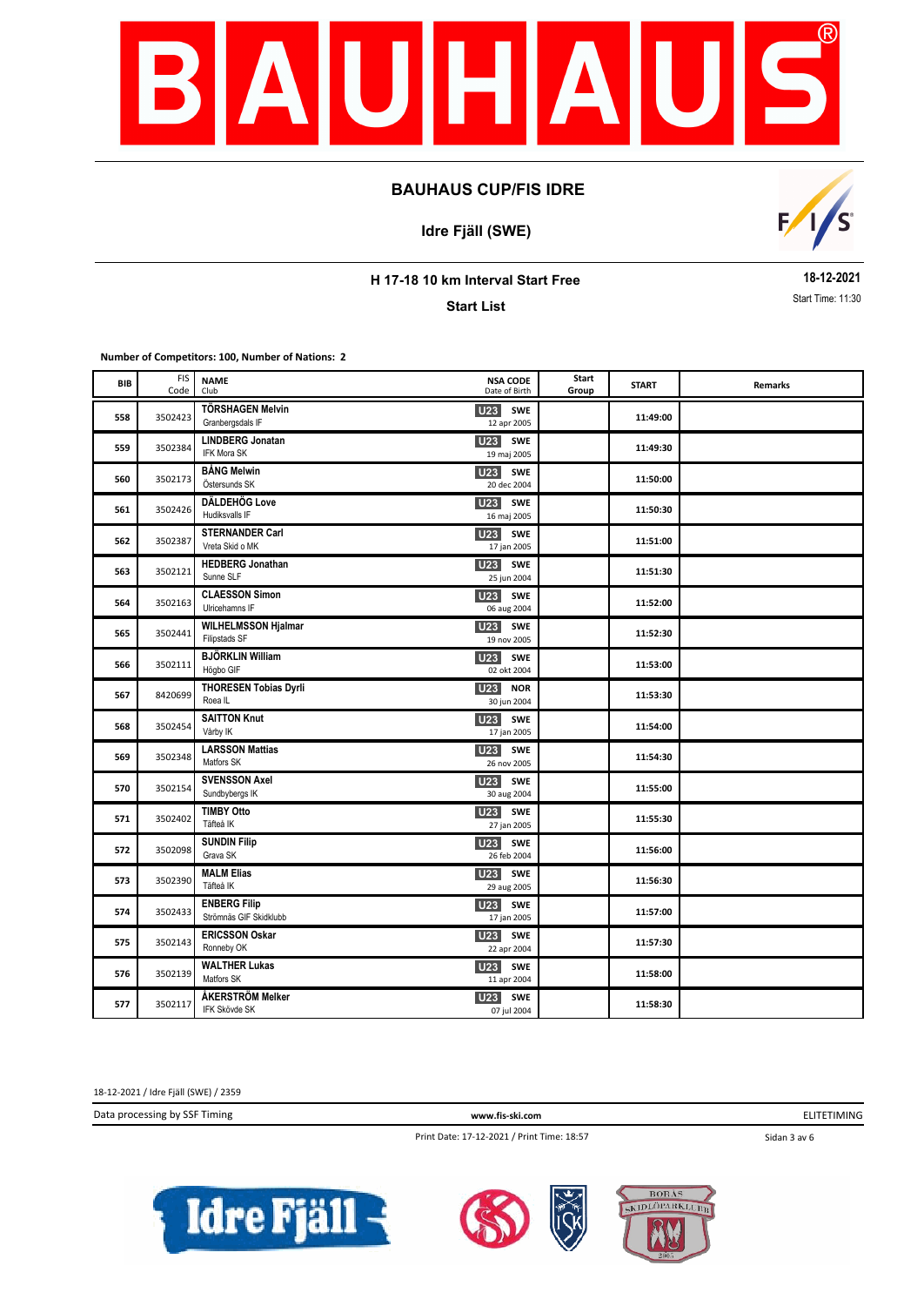# BAUHAUS CUP/FIS IDRE

## Idre Fjäll (SWE)

### H 17-18 10 km Interval Start Free

### Start List

**18-12-2021**

Start Time: 11:30

**Number of Competitors: 100, Number of Nations: 2**

| BIB | FIS Code | NAME / Club | NSA CODE / Date of Birth | Start Group | START | Remarks |
|---|---|---|---|---|---|---|
| 558 | 3502423 | **TÖRSHAGEN Melvin** Granbergsdals IF | U23 SWE 12 apr 2005 | | 11:49:00 | |
| 559 | 3502384 | **LINDBERG Jonatan** IFK Mora SK | U23 SWE 19 maj 2005 | | 11:49:30 | |
| 560 | 3502173 | **BÅNG Melwin** Östersunds SK | U23 SWE 20 dec 2004 | | 11:50:00 | |
| 561 | 3502426 | **DÄLDEHÖG Love** Hudiksvalls IF | U23 SWE 16 maj 2005 | | 11:50:30 | |
| 562 | 3502387 | **STERNANDER Carl** Vreta Skid o MK | U23 SWE 17 jan 2005 | | 11:51:00 | |
| 563 | 3502121 | **HEDBERG Jonathan** Sunne SLF | U23 SWE 25 jun 2004 | | 11:51:30 | |
| 564 | 3502163 | **CLAESSON Simon** Ulricehamns IF | U23 SWE 06 aug 2004 | | 11:52:00 | |
| 565 | 3502441 | **WILHELMSSON Hjalmar** Filipstads SF | U23 SWE 19 nov 2005 | | 11:52:30 | |
| 566 | 3502111 | **BJÖRKLIN William** Högbo GIF | U23 SWE 02 okt 2004 | | 11:53:00 | |
| 567 | 8420699 | **THORESEN Tobias Dyrli** Roea IL | U23 NOR 30 jun 2004 | | 11:53:30 | |
| 568 | 3502454 | **SAITTON Knut** Vårby IK | U23 SWE 17 jan 2005 | | 11:54:00 | |
| 569 | 3502348 | **LARSSON Mattias** Matfors SK | U23 SWE 26 nov 2005 | | 11:54:30 | |
| 570 | 3502154 | **SVENSSON Axel** Sundbybergs IK | U23 SWE 30 aug 2004 | | 11:55:00 | |
| 571 | 3502402 | **TIMBY Otto** Täfteå IK | U23 SWE 27 jan 2005 | | 11:55:30 | |
| 572 | 3502098 | **SUNDIN Filip** Grava SK | U23 SWE 26 feb 2004 | | 11:56:00 | |
| 573 | 3502390 | **MALM Elias** Täfteå IK | U23 SWE 29 aug 2005 | | 11:56:30 | |
| 574 | 3502433 | **ENBERG Filip** Strömnäs GIF Skidklubb | U23 SWE 17 jan 2005 | | 11:57:00 | |
| 575 | 3502143 | **ERICSSON Oskar** Ronneby OK | U23 SWE 22 apr 2004 | | 11:57:30 | |
| 576 | 3502139 | **WALTHER Lukas** Matfors SK | U23 SWE 11 apr 2004 | | 11:58:00 | |
| 577 | 3502117 | **ÅKERSTRÖM Melker** IFK Skövde SK | U23 SWE 07 jul 2004 | | 11:58:30 | |

18-12-2021 / Idre Fjäll (SWE) / 2359

Data processing by SSF Timing | www.fis-ski.com | ELITETIMING

Print Date: 17-12-2021 / Print Time: 18:57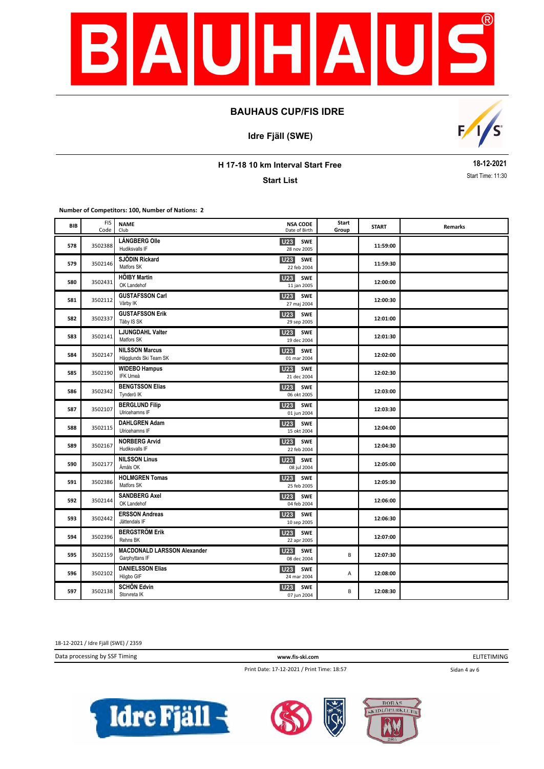# BAUHAUS CUP/FIS IDRE

## Idre Fjäll (SWE)

### H 17-18 10 km Interval Start Free

**18-12-2021**

### Start List

Start Time: 11:30

**Number of Competitors: 100, Number of Nations: 2**

| BIB | FIS Code | NAME / Club | NSA CODE / Date of Birth | Start Group | START | Remarks |
|---|---|---|---|---|---|---|
| 578 | 3502388 | **LÅNGBERG Olle** Hudiksvalls IF | U23 SWE 28 nov 2005 | | 11:59:00 | |
| 579 | 3502146 | **SJÖDIN Rickard** Matfors SK | U23 SWE 22 feb 2004 | | 11:59:30 | |
| 580 | 3502431 | **HÖIBY Martin** OK Landehof | U23 SWE 11 jan 2005 | | 12:00:00 | |
| 581 | 3502112 | **GUSTAFSSON Carl** Vårby IK | U23 SWE 27 maj 2004 | | 12:00:30 | |
| 582 | 3502337 | **GUSTAFSSON Erik** Täby IS SK | U23 SWE 29 sep 2005 | | 12:01:00 | |
| 583 | 3502141 | **LJUNGDAHL Valter** Matfors SK | U23 SWE 19 dec 2004 | | 12:01:30 | |
| 584 | 3502147 | **NILSSON Marcus** Hägglunds Ski Team SK | U23 SWE 01 mar 2004 | | 12:02:00 | |
| 585 | 3502190 | **WIDEBO Hampus** IFK Umeå | U23 SWE 21 dec 2004 | | 12:02:30 | |
| 586 | 3502342 | **BENGTSSON Elias** Tynderö IK | U23 SWE 06 okt 2005 | | 12:03:00 | |
| 587 | 3502107 | **BERGLUND Filip** Ulricehamns IF | U23 SWE 01 jun 2004 | | 12:03:30 | |
| 588 | 3502115 | **DAHLGREN Adam** Ulricehamns IF | U23 SWE 15 okt 2004 | | 12:04:00 | |
| 589 | 3502167 | **NORBERG Arvid** Hudiksvalls IF | U23 SWE 22 feb 2004 | | 12:04:30 | |
| 590 | 3502177 | **NILSSON Linus** Åmåls OK | U23 SWE 08 jul 2004 | | 12:05:00 | |
| 591 | 3502386 | **HOLMGREN Tomas** Matfors SK | U23 SWE 25 feb 2005 | | 12:05:30 | |
| 592 | 3502144 | **SANDBERG Axel** OK Landehof | U23 SWE 04 feb 2004 | | 12:06:00 | |
| 593 | 3502442 | **ERSSON Andreas** Jättendals IF | U23 SWE 10 sep 2005 | | 12:06:30 | |
| 594 | 3502396 | **BERGSTRÖM Erik** Rehns BK | U23 SWE 22 apr 2005 | | 12:07:00 | |
| 595 | 3502159 | **MACDONALD LARSSON Alexander** Garphyttans IF | U23 SWE 08 dec 2004 | B | 12:07:30 | |
| 596 | 3502102 | **DANIELSSON Elias** Högbo GIF | U23 SWE 24 mar 2004 | A | 12:08:00 | |
| 597 | 3502138 | **SCHÖN Edvin** Storvreta IK | U23 SWE 07 jun 2004 | B | 12:08:30 | |

18-12-2021 / Idre Fjäll (SWE) / 2359

Data processing by SSF Timing | www.fis-ski.com | ELITETIMING

Print Date: 17-12-2021 / Print Time: 18:57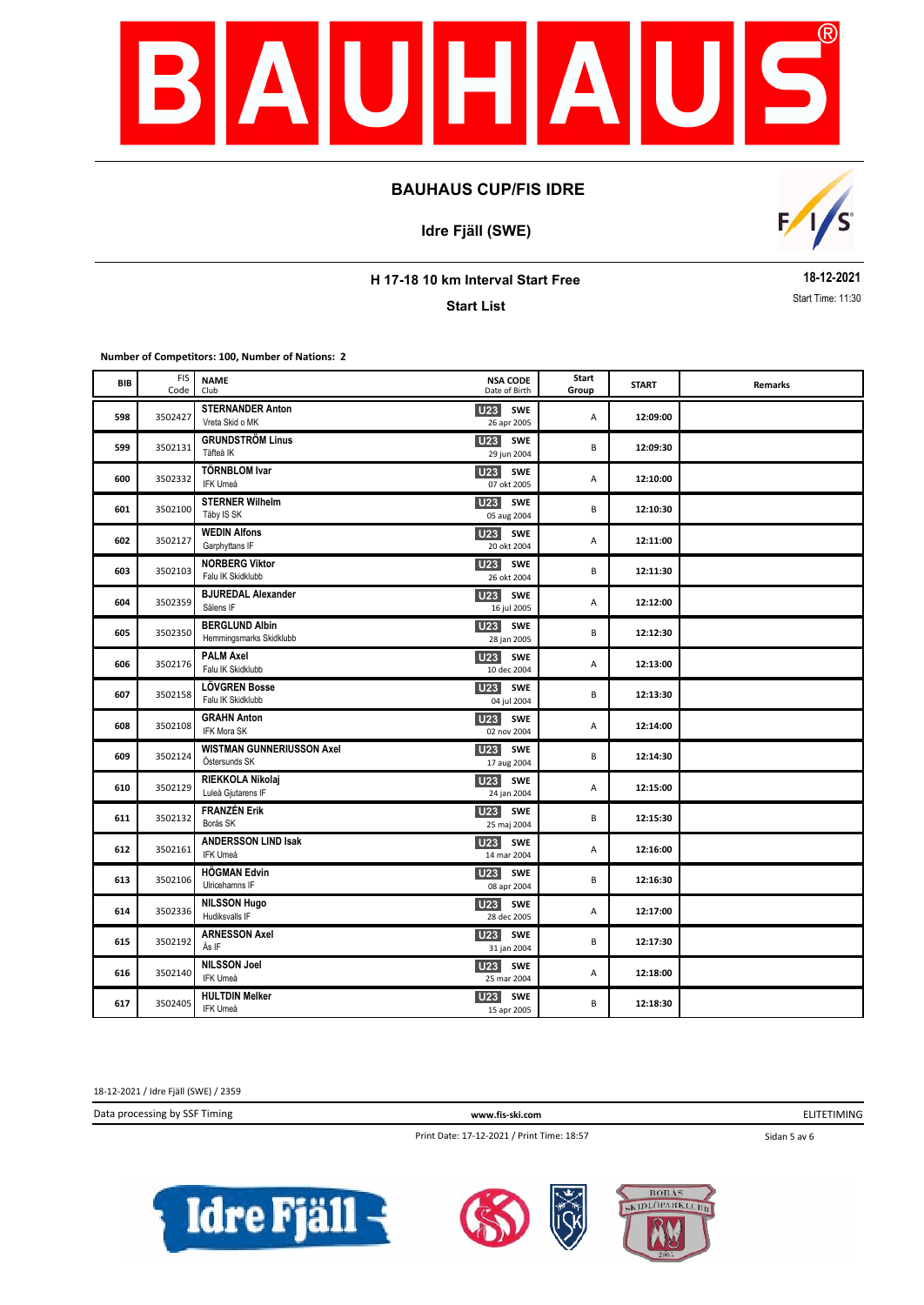## BAUHAUS CUP/FIS IDRE

### Idre Fjäll (SWE)

### H 17-18 10 km Interval Start Free

**Start List**

**18-12-2021**

Start Time: 11:30

**Number of Competitors: 100, Number of Nations: 2**

| BIB | FIS Code | NAME / Club | NSA CODE / Date of Birth | Start Group | START | Remarks |
|---|---|---|---|---|---|---|
| 598 | 3502427 | **STERNANDER Anton** Vreta Skid o MK | U23 SWE 26 apr 2005 | A | 12:09:00 | |
| 599 | 3502131 | **GRUNDSTRÖM Linus** Täfteå IK | U23 SWE 29 jun 2004 | B | 12:09:30 | |
| 600 | 3502332 | **TÖRNBLOM Ivar** IFK Umeå | U23 SWE 07 okt 2005 | A | 12:10:00 | |
| 601 | 3502100 | **STERNER Wilhelm** Täby IS SK | U23 SWE 05 aug 2004 | B | 12:10:30 | |
| 602 | 3502127 | **WEDIN Alfons** Garphyttans IF | U23 SWE 20 okt 2004 | A | 12:11:00 | |
| 603 | 3502103 | **NORBERG Viktor** Falu IK Skidklubb | U23 SWE 26 okt 2004 | B | 12:11:30 | |
| 604 | 3502359 | **BJUREDAL Alexander** Sälens IF | U23 SWE 16 jul 2005 | A | 12:12:00 | |
| 605 | 3502350 | **BERGLUND Albin** Hemmingsmarks Skidklubb | U23 SWE 28 jan 2005 | B | 12:12:30 | |
| 606 | 3502176 | **PALM Axel** Falu IK Skidklubb | U23 SWE 10 dec 2004 | A | 12:13:00 | |
| 607 | 3502158 | **LÖVGREN Bosse** Falu IK Skidklubb | U23 SWE 04 jul 2004 | B | 12:13:30 | |
| 608 | 3502108 | **GRAHN Anton** IFK Mora SK | U23 SWE 02 nov 2004 | A | 12:14:00 | |
| 609 | 3502124 | **WISTMAN GUNNERIUSSON Axel** Östersunds SK | U23 SWE 17 aug 2004 | B | 12:14:30 | |
| 610 | 3502129 | **RIEKKOLA Nikolaj** Luleå Gjutarens IF | U23 SWE 24 jan 2004 | A | 12:15:00 | |
| 611 | 3502132 | **FRANZÉN Erik** Borås SK | U23 SWE 25 maj 2004 | B | 12:15:30 | |
| 612 | 3502161 | **ANDERSSON LIND Isak** IFK Umeå | U23 SWE 14 mar 2004 | A | 12:16:00 | |
| 613 | 3502106 | **HÖGMAN Edvin** Ulricehamns IF | U23 SWE 08 apr 2004 | B | 12:16:30 | |
| 614 | 3502336 | **NILSSON Hugo** Hudiksvalls IF | U23 SWE 28 dec 2005 | A | 12:17:00 | |
| 615 | 3502192 | **ARNESSON Axel** Ås IF | U23 SWE 31 jan 2004 | B | 12:17:30 | |
| 616 | 3502140 | **NILSSON Joel** IFK Umeå | U23 SWE 25 mar 2004 | A | 12:18:00 | |
| 617 | 3502405 | **HULTDIN Melker** IFK Umeå | U23 SWE 15 apr 2005 | B | 12:18:30 | |

18-12-2021 / Idre Fjäll (SWE) / 2359

Data processing by SSF Timing | www.fis-ski.com | ELITETIMING

Print Date: 17-12-2021 / Print Time: 18:57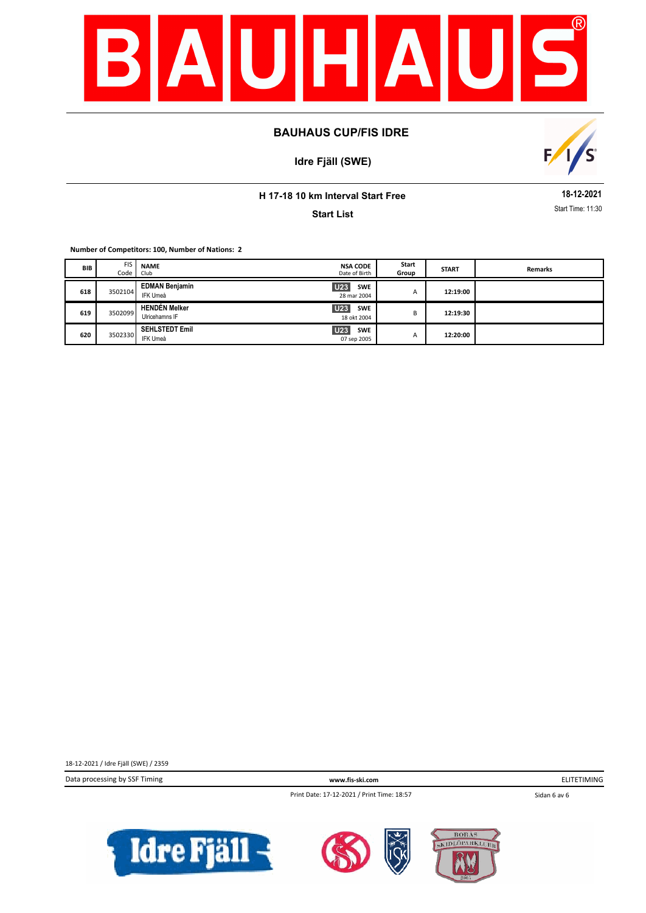# BAUHAUS CUP/FIS IDRE

## Idre Fjäll (SWE)

### H 17-18 10 km Interval Start Free

**18-12-2021**

**Start List**

Start Time: 11:30

**Number of Competitors: 100, Number of Nations: 2**

| BIB | FIS Code | NAME<br>Club | NSA CODE<br>Date of Birth | Start Group | START | Remarks |
|---|---|---|---|---|---|---|
| 618 | 3502104 | **EDMAN Benjamin**<br>IFK Umeå | U23 **SWE**<br>28 mar 2004 | A | 12:19:00 | |
| 619 | 3502099 | **HENDÉN Melker**<br>Ulricehamns IF | U23 **SWE**<br>18 okt 2004 | B | 12:19:30 | |
| 620 | 3502330 | **SEHLSTEDT Emil**<br>IFK Umeå | U23 **SWE**<br>07 sep 2005 | A | 12:20:00 | |

18-12-2021 / Idre Fjäll (SWE) / 2359

Data processing by SSF Timing | www.fis-ski.com | ELITETIMING

Print Date: 17-12-2021 / Print Time: 18:57